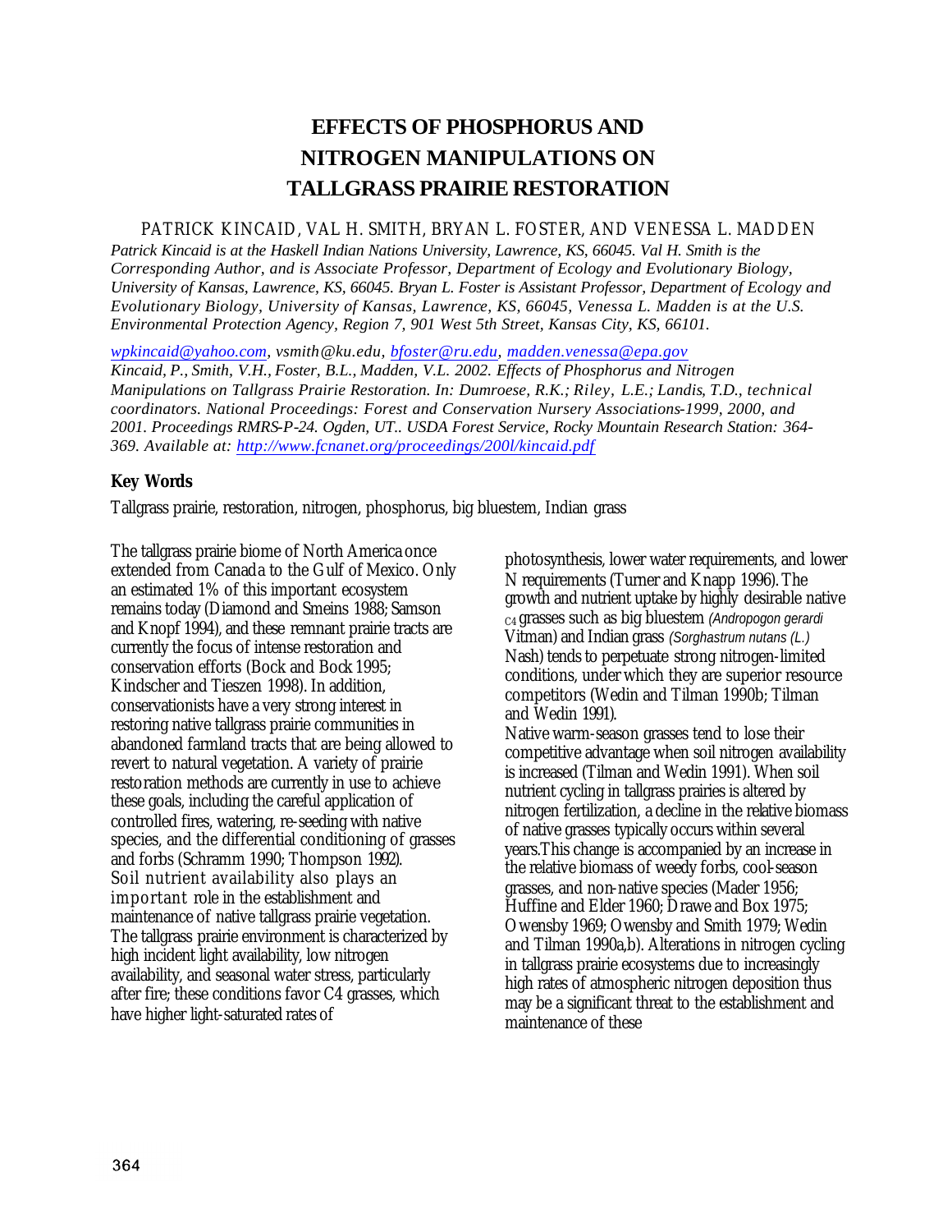# EFFECTS OF PHOSPHORUS AND NITROGEN MANIPULATIONS ON TALLGRASS PRAIRIE RESTORATION

PATRICK KINCAID, VAL H. SMITH, BRYAN L. FOSTER, AND VENESSA L. MADDEN

*Patrick Kincaid is at the Haskell Indian Nations University, Lawrence, KS, 66045. Val H. Smith is the Corresponding Author, and is Associate Professor, Department of Ecology and Evolutionary Biology, University of Kansas, Lawrence, KS, 66045. Bryan L. Foster is Assistant Professor, Department of Ecology and Evolutionary Biology, University of Kansas, Lawrence, KS, 66045, Venessa L. Madden is at the U.S. Environmental Protection Agency, Region 7, 901 West 5th Street, Kansas City, KS, 66101.*

*wpkincaid@yahoo.com, vsmith@ku.edu, bfoster@ru.edu, madden.venessa@epa.gov*

*Kincaid, P., Smith, V.H., Foster, B.L., Madden, V.L. 2002. Effects of Phosphorus and Nitrogen Manipulations on Tallgrass Prairie Restoration. In: Dumroese, R.K.; Riley, L.E.; Landis, T.D., technical coordinators. National Proceedings: Forest and Conservation Nursery Associations-1999, 2000, and 2001. Proceedings RMRS-P-24. Ogden, UT.. USDA Forest Service, Rocky Mountain Research Station: 364-369. Available at: http://www.fcnanet.org/proceedings/200l/kincaid.pdf*

### Key Words

Tallgrass prairie, restoration, nitrogen, phosphorus, big bluestem, Indian grass

The tallgrass prairie biome of North America once extended from Canada to the Gulf of Mexico. Only an estimated 1% of this important ecosystem remains today (Diamond and Smeins 1988; Samson and Knopf 1994), and these remnant prairie tracts are currently the focus of intense restoration and conservation efforts (Bock and Bock 1995; Kindscher and Tieszen 1998). In addition, conservationists have a very strong interest in restoring native tallgrass prairie communities in abandoned farmland tracts that are being allowed to revert to natural vegetation. A variety of prairie restoration methods are currently in use to achieve these goals, including the careful application of controlled fires, watering, re-seeding with native species, and the differential conditioning of grasses and forbs (Schramm 1990; Thompson 1992). Soil nutrient availability also plays an important role in the establishment and maintenance of native tallgrass prairie vegetation. The tallgrass prairie environment is characterized by high incident light availability, low nitrogen availability, and seasonal water stress, particularly after fire; these conditions favor C4 grasses, which have higher light-saturated rates of photosynthesis, lower water requirements, and lower N requirements (Turner and Knapp 1996). The growth and nutrient uptake by highly desirable native $C_4$ grasses such as big bluestem *(Andropogon gerardi* Vitman) and Indian grass *(Sorghastrum nutans (L.)* Nash) tends to perpetuate strong nitrogen-limited conditions, under which they are superior resource competitors (Wedin and Tilman 1990b; Tilman and Wedin 1991).

Native warm-season grasses tend to lose their competitive advantage when soil nitrogen availability is increased (Tilman and Wedin 1991). When soil nutrient cycling in tallgrass prairies is altered by nitrogen fertilization, a decline in the relative biomass of native grasses typically occurs within several years.This change is accompanied by an increase in the relative biomass of weedy forbs, cool-season grasses, and non-native species (Mader 1956; Huffine and Elder 1960; Drawe and Box 1975; Owensby 1969; Owensby and Smith 1979; Wedin and Tilman 1990a,b). Alterations in nitrogen cycling in tallgrass prairie ecosystems due to increasingly high rates of atmospheric nitrogen deposition thus may be a significant threat to the establishment and maintenance of these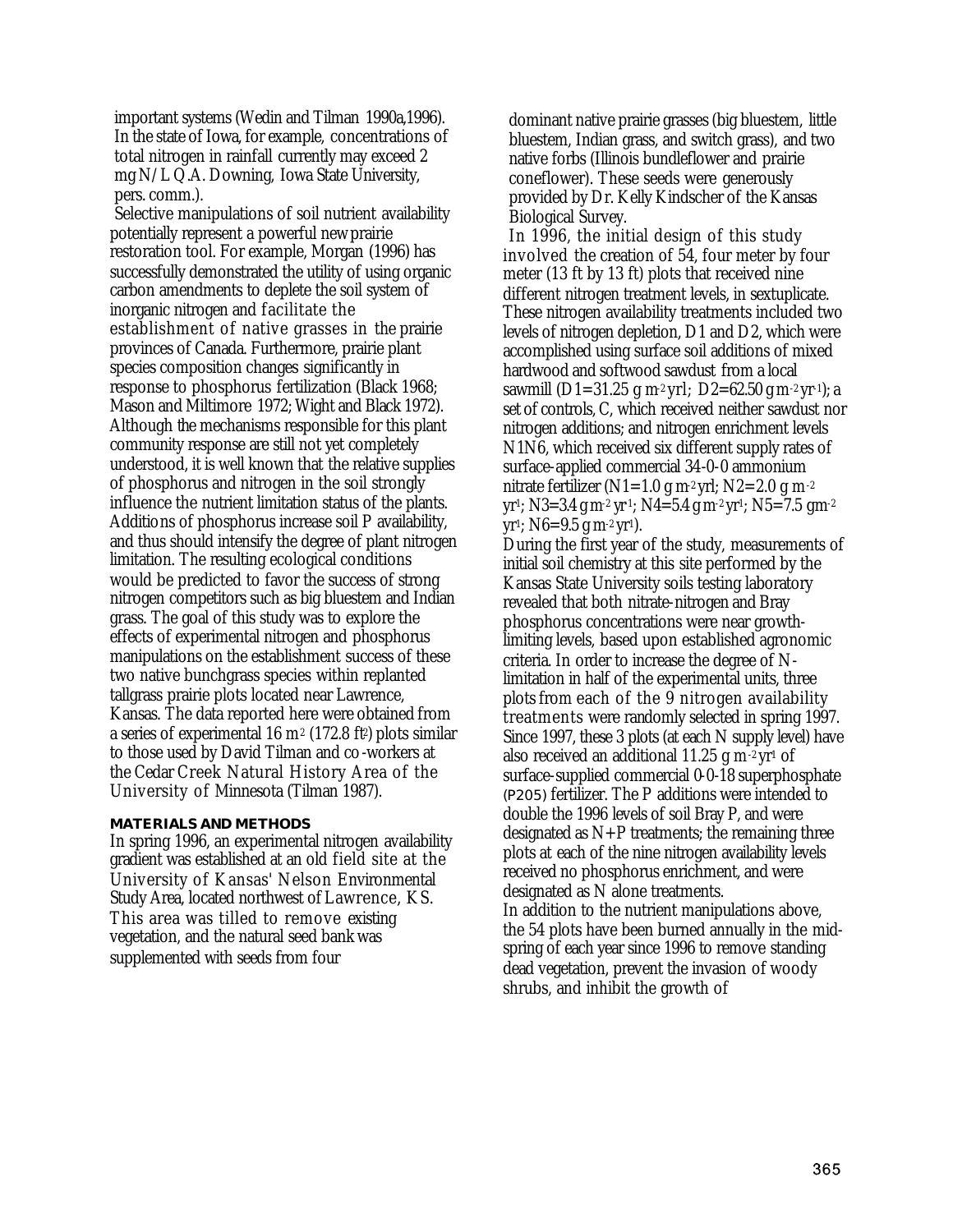important systems (Wedin and Tilman 1990a,1996). In the state of Iowa, for example, concentrations of total nitrogen in rainfall currently may exceed 2 mg N/L Q.A. Downing, Iowa State University, pers. comm.).

Selective manipulations of soil nutrient availability potentially represent a powerful new prairie restoration tool. For example, Morgan (1996) has successfully demonstrated the utility of using organic carbon amendments to deplete the soil system of inorganic nitrogen and facilitate the establishment of native grasses in the prairie provinces of Canada. Furthermore, prairie plant species composition changes significantly in response to phosphorus fertilization (Black 1968; Mason and Miltimore 1972; Wight and Black 1972). Although the mechanisms responsible for this plant community response are still not yet completely understood, it is well known that the relative supplies of phosphorus and nitrogen in the soil strongly influence the nutrient limitation status of the plants. Additions of phosphorus increase soil P availability, and thus should intensify the degree of plant nitrogen limitation. The resulting ecological conditions would be predicted to favor the success of strong nitrogen competitors such as big bluestem and Indian grass. The goal of this study was to explore the effects of experimental nitrogen and phosphorus manipulations on the establishment success of these two native bunchgrass species within replanted tallgrass prairie plots located near Lawrence, Kansas. The data reported here were obtained from a series of experimental 16 $m^2$ (172.8 $ft^2$) plots similar to those used by David Tilman and co-workers at the Cedar Creek Natural History Area of the University of Minnesota (Tilman 1987).

## MATERIALS AND METHODS

In spring 1996, an experimental nitrogen availability gradient was established at an old field site at the University of Kansas' Nelson Environmental Study Area, located northwest of Lawrence, KS. This area was tilled to remove existing vegetation, and the natural seed bank was supplemented with seeds from four dominant native prairie grasses (big bluestem, little bluestem, Indian grass, and switch grass), and two native forbs (Illinois bundleflower and prairie coneflower). These seeds were generously provided by Dr. Kelly Kindscher of the Kansas Biological Survey.

In 1996, the initial design of this study involved the creation of 54, four meter by four meter (13 ft by 13 ft) plots that received nine different nitrogen treatment levels, in sextuplicate. These nitrogen availability treatments included two levels of nitrogen depletion, D1 and D2, which were accomplished using surface soil additions of mixed hardwood and softwood sawdust from a local sawmill (D1=31.25 g $m^{-2}$ yrl; D2=62.50 g $m^{-2}$ $yr^{-1}$); a set of controls, C, which received neither sawdust nor nitrogen additions; and nitrogen enrichment levels N1N6, which received six different supply rates of surface-applied commercial 34-0-0 ammonium nitrate fertilizer (N1=1.0 g $m^{-2}$ yrl; N2=2.0 g $m^{-2}$ $yr^{1}$; N3=3.4 g $m^{-2}$ $yr^{1}$; N4=5.4 g $m^{-2}$ $yr^{1}$; N5=7.5 g $m^{-2}$ $yr^{1}$; N6=9.5 g $m^{-2}$ $yr^{1}$).

During the first year of the study, measurements of initial soil chemistry at this site performed by the Kansas State University soils testing laboratory revealed that both nitrate-nitrogen and Bray phosphorus concentrations were near growth-limiting levels, based upon established agronomic criteria. In order to increase the degree of N-limitation in half of the experimental units, three plots from each of the 9 nitrogen availability treatments were randomly selected in spring 1997. Since 1997, these 3 plots (at each N supply level) have also received an additional 11.25 g $m^{-2}$ $yr^{1}$ of surface-supplied commercial 0-0-18 superphosphate ($P_2O_5$) fertilizer. The P additions were intended to double the 1996 levels of soil Bray P, and were designated as N+P treatments; the remaining three plots at each of the nine nitrogen availability levels received no phosphorus enrichment, and were designated as N alone treatments.

In addition to the nutrient manipulations above, the 54 plots have been burned annually in the mid-spring of each year since 1996 to remove standing dead vegetation, prevent the invasion of woody shrubs, and inhibit the growth of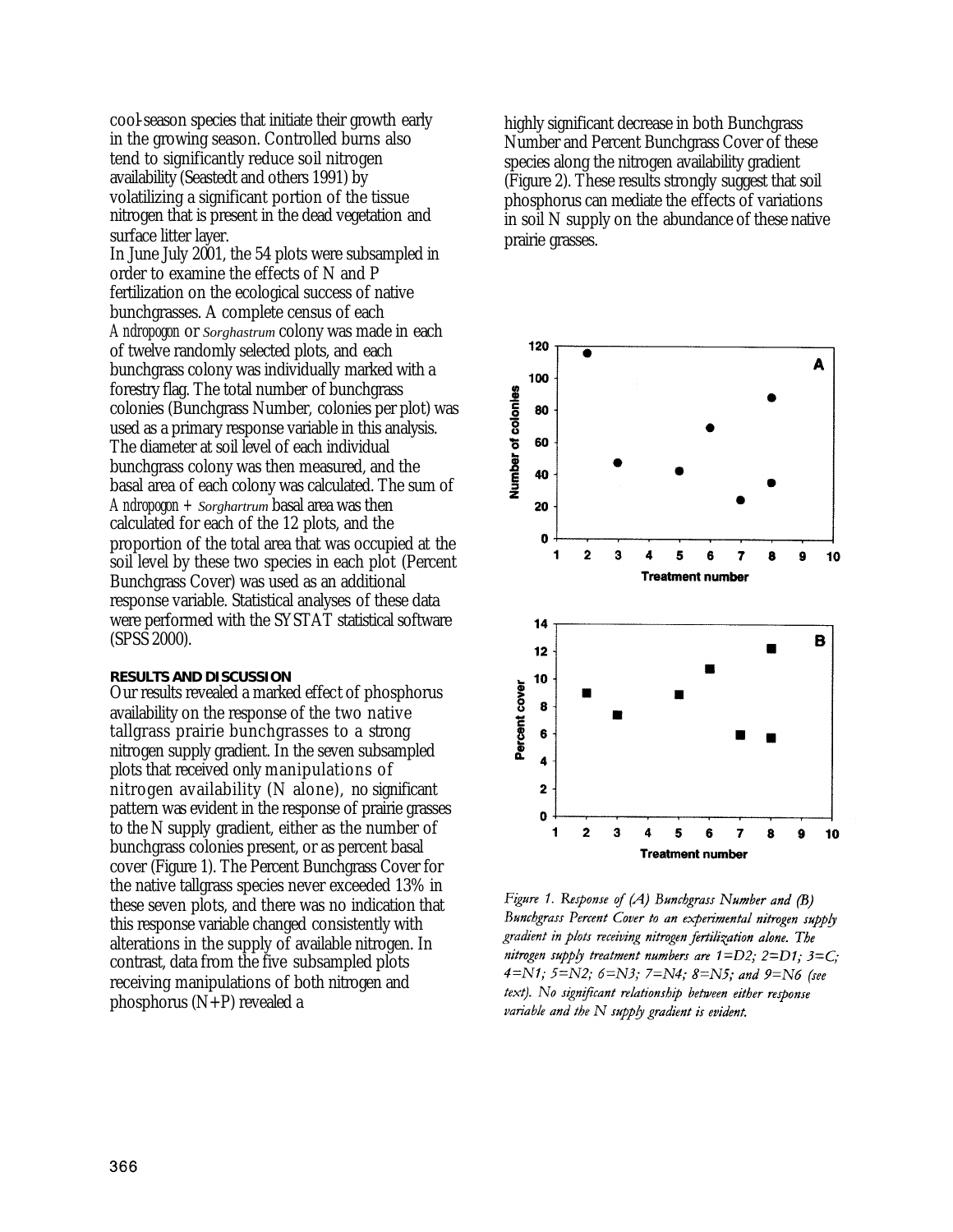cool-season species that initiate their growth early in the growing season. Controlled burns also tend to significantly reduce soil nitrogen availability (Seastedt and others 1991) by volatilizing a significant portion of the tissue nitrogen that is present in the dead vegetation and surface litter layer.

In June July 2001, the 54 plots were subsampled in order to examine the effects of N and P fertilization on the ecological success of native bunchgrasses. A complete census of each *Andropogon* or *Sorghastrum* colony was made in each of twelve randomly selected plots, and each bunchgrass colony was individually marked with a forestry flag. The total number of bunchgrass colonies (Bunchgrass Number, colonies per plot) was used as a primary response variable in this analysis. The diameter at soil level of each individual bunchgrass colony was then measured, and the basal area of each colony was calculated. The sum of *Andropogon* + *Sorghartrum* basal area was then calculated for each of the 12 plots, and the proportion of the total area that was occupied at the soil level by these two species in each plot (Percent Bunchgrass Cover) was used as an additional response variable. Statistical analyses of these data were performed with the SYSTAT statistical software (SPSS 2000).

## RESULTS AND DISCUSSION

Our results revealed a marked effect of phosphorus availability on the response of the two native tallgrass prairie bunchgrasses to a strong nitrogen supply gradient. In the seven subsampled plots that received only manipulations of nitrogen availability (N alone), no significant pattern was evident in the response of prairie grasses to the N supply gradient, either as the number of bunchgrass colonies present, or as percent basal cover (Figure 1). The Percent Bunchgrass Cover for the native tallgrass species never exceeded 13% in these seven plots, and there was no indication that this response variable changed consistently with alterations in the supply of available nitrogen. In contrast, data from the five subsampled plots receiving manipulations of both nitrogen and phosphorus (N+P) revealed a highly significant decrease in both Bunchgrass Number and Percent Bunchgrass Cover of these species along the nitrogen availability gradient (Figure 2). These results strongly suggest that soil phosphorus can mediate the effects of variations in soil N supply on the abundance of these native prairie grasses.

*Figure 1. Response of (A) Bunchgrass Number and (B) Bunchgrass Percent Cover to an experimental nitrogen supply gradient in plots receiving nitrogen fertilization alone. The nitrogen supply treatment numbers are 1=D2; 2=D1; 3=C; 4=N1; 5=N2; 6=N3; 7=N4; 8=N5; and 9=N6 (see text). No significant relationship between either response variable and the N supply gradient is evident.*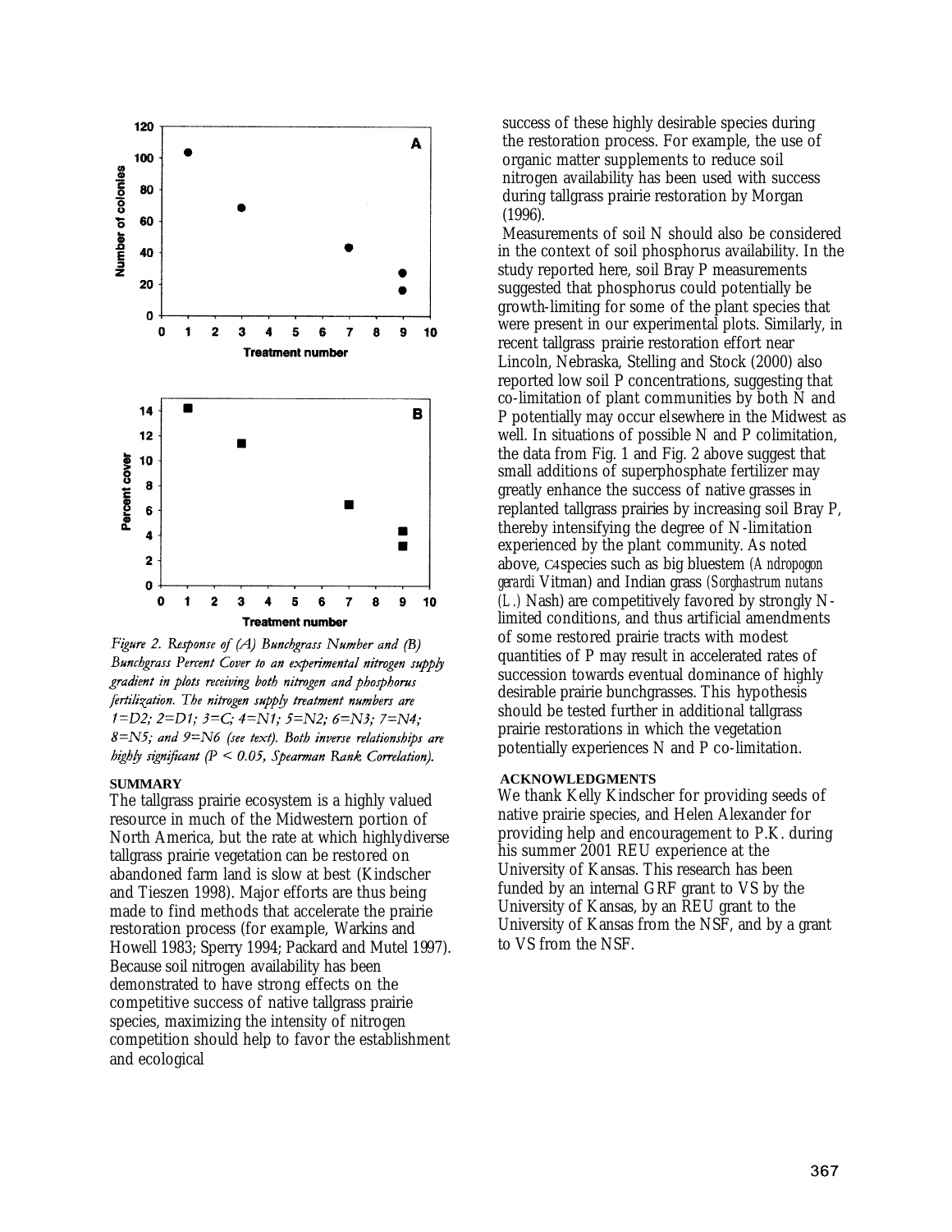Figure 2. Response of (A) Bunchgrass Number and (B) Bunchgrass Percent Cover to an experimental nitrogen supply gradient in plots receiving both nitrogen and phosphorus fertilization. The nitrogen supply treatment numbers are 1=D2; 2=D1; 3=C; 4=N1; 5=N2; 6=N3; 7=N4; 8=N5; and 9=N6 (see text). Both inverse relationships are highly significant ($P < 0.05$, Spearman Rank Correlation).

## SUMMARY

The tallgrass prairie ecosystem is a highly valued resource in much of the Midwestern portion of North America, but the rate at which highlydiverse tallgrass prairie vegetation can be restored on abandoned farm land is slow at best (Kindscher and Tieszen 1998). Major efforts are thus being made to find methods that accelerate the prairie restoration process (for example, Warkins and Howell 1983; Sperry 1994; Packard and Mutel 1997). Because soil nitrogen availability has been demonstrated to have strong effects on the competitive success of native tallgrass prairie species, maximizing the intensity of nitrogen competition should help to favor the establishment and ecological success of these highly desirable species during the restoration process. For example, the use of organic matter supplements to reduce soil nitrogen availability has been used with success during tallgrass prairie restoration by Morgan (1996).

Measurements of soil N should also be considered in the context of soil phosphorus availability. In the study reported here, soil Bray P measurements suggested that phosphorus could potentially be growth-limiting for some of the plant species that were present in our experimental plots. Similarly, in recent tallgrass prairie restoration effort near Lincoln, Nebraska, Stelling and Stock (2000) also reported low soil P concentrations, suggesting that co-limitation of plant communities by both N and P potentially may occur elsewhere in the Midwest as well. In situations of possible N and P colimitation, the data from Fig. 1 and Fig. 2 above suggest that small additions of superphosphate fertilizer may greatly enhance the success of native grasses in replanted tallgrass prairies by increasing soil Bray P, thereby intensifying the degree of N-limitation experienced by the plant community. As noted above, $C_4$ species such as big bluestem (*Andropogon gerardi* Vitman) and Indian grass (*Sorghastrum nutans* (L.) Nash) are competitively favored by strongly N-limited conditions, and thus artificial amendments of some restored prairie tracts with modest quantities of P may result in accelerated rates of succession towards eventual dominance of highly desirable prairie bunchgrasses. This hypothesis should be tested further in additional tallgrass prairie restorations in which the vegetation potentially experiences N and P co-limitation.

## ACKNOWLEDGMENTS

We thank Kelly Kindscher for providing seeds of native prairie species, and Helen Alexander for providing help and encouragement to P.K. during his summer 2001 REU experience at the University of Kansas. This research has been funded by an internal GRF grant to VS by the University of Kansas, by an REU grant to the University of Kansas from the NSF, and by a grant to VS from the NSF.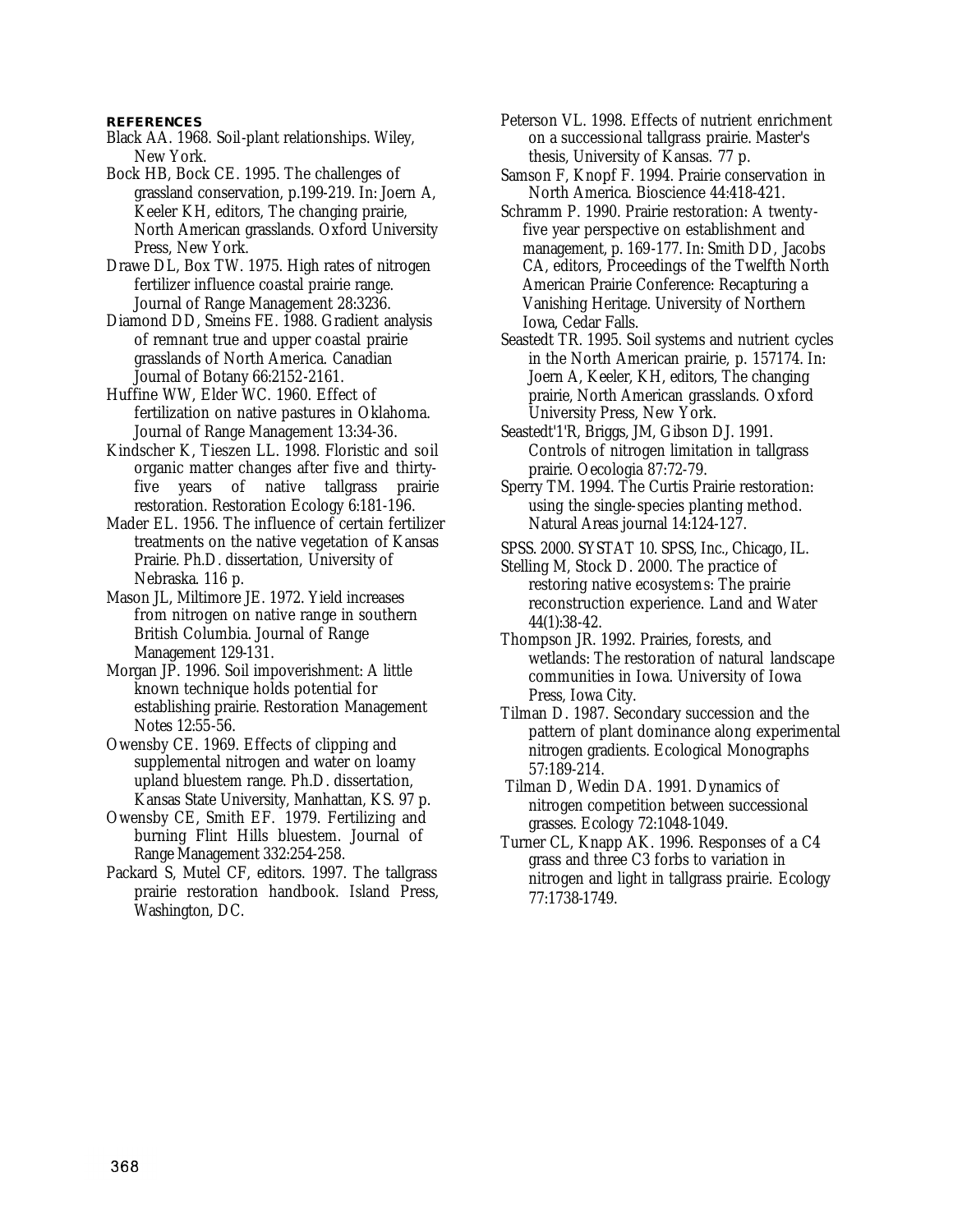## REFERENCES

Black AA. 1968. Soil-plant relationships. Wiley, New York.

Bock HB, Bock CE. 1995. The challenges of grassland conservation, p.199-219. In: Joern A, Keeler KH, editors, The changing prairie, North American grasslands. Oxford University Press, New York.

Drawe DL, Box TW. 1975. High rates of nitrogen fertilizer influence coastal prairie range. Journal of Range Management 28:3236.

Diamond DD, Smeins FE. 1988. Gradient analysis of remnant true and upper coastal prairie grasslands of North America. Canadian Journal of Botany 66:2152-2161.

Huffine WW, Elder WC. 1960. Effect of fertilization on native pastures in Oklahoma. Journal of Range Management 13:34-36.

Kindscher K, Tieszen LL. 1998. Floristic and soil organic matter changes after five and thirty-five years of native tallgrass prairie restoration. Restoration Ecology 6:181-196.

Mader EL. 1956. The influence of certain fertilizer treatments on the native vegetation of Kansas Prairie. Ph.D. dissertation, University of Nebraska. 116 p.

Mason JL, Miltimore JE. 1972. Yield increases from nitrogen on native range in southern British Columbia. Journal of Range Management 129-131.

Morgan JP. 1996. Soil impoverishment: A little known technique holds potential for establishing prairie. Restoration Management Notes 12:55-56.

Owensby CE. 1969. Effects of clipping and supplemental nitrogen and water on loamy upland bluestem range. Ph.D. dissertation, Kansas State University, Manhattan, KS. 97 p.

Owensby CE, Smith EF. 1979. Fertilizing and burning Flint Hills bluestem. Journal of Range Management 332:254-258.

Packard S, Mutel CF, editors. 1997. The tallgrass prairie restoration handbook. Island Press, Washington, DC.

Peterson VL. 1998. Effects of nutrient enrichment on a successional tallgrass prairie. Master's thesis, University of Kansas. 77 p.

Samson F, Knopf F. 1994. Prairie conservation in North America. Bioscience 44:418-421.

Schramm P. 1990. Prairie restoration: A twenty-five year perspective on establishment and management, p. 169-177. In: Smith DD, Jacobs CA, editors, Proceedings of the Twelfth North American Prairie Conference: Recapturing a Vanishing Heritage. University of Northern Iowa, Cedar Falls.

Seastedt TR. 1995. Soil systems and nutrient cycles in the North American prairie, p. 157174. In: Joern A, Keeler, KH, editors, The changing prairie, North American grasslands. Oxford University Press, New York.

Seastedt'1'R, Briggs, JM, Gibson DJ. 1991. Controls of nitrogen limitation in tallgrass prairie. Oecologia 87:72-79.

Sperry TM. 1994. The Curtis Prairie restoration: using the single-species planting method. Natural Areas journal 14:124-127.

SPSS. 2000. SYSTAT 10. SPSS, Inc., Chicago, IL.

Stelling M, Stock D. 2000. The practice of restoring native ecosystems: The prairie reconstruction experience. Land and Water 44(1):38-42.

Thompson JR. 1992. Prairies, forests, and wetlands: The restoration of natural landscape communities in Iowa. University of Iowa Press, Iowa City.

Tilman D. 1987. Secondary succession and the pattern of plant dominance along experimental nitrogen gradients. Ecological Monographs 57:189-214.

Tilman D, Wedin DA. 1991. Dynamics of nitrogen competition between successional grasses. Ecology 72:1048-1049.

Turner CL, Knapp AK. 1996. Responses of a C4 grass and three C3 forbs to variation in nitrogen and light in tallgrass prairie. Ecology 77:1738-1749.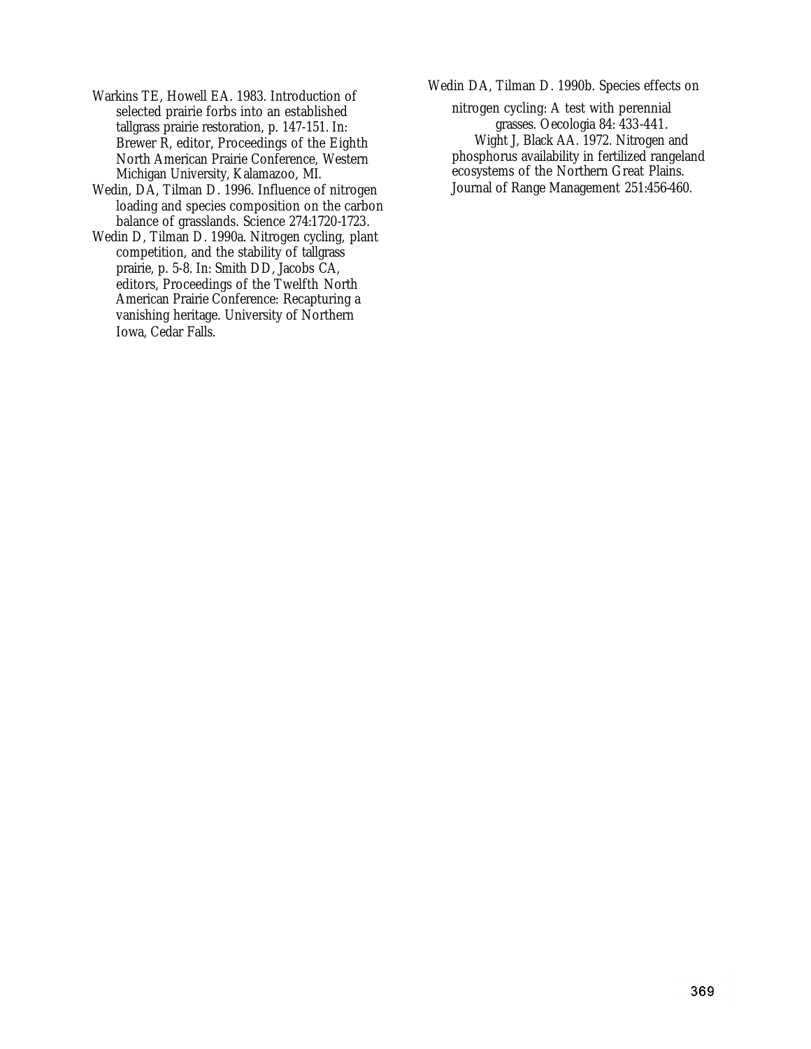Warkins TE, Howell EA. 1983. Introduction of selected prairie forbs into an established tallgrass prairie restoration, p. 147-151. In: Brewer R, editor, Proceedings of the Eighth North American Prairie Conference, Western Michigan University, Kalamazoo, MI.

Wedin, DA, Tilman D. 1996. Influence of nitrogen loading and species composition on the carbon balance of grasslands. Science 274:1720-1723.

Wedin D, Tilman D. 1990a. Nitrogen cycling, plant competition, and the stability of tallgrass prairie, p. 5-8. In: Smith DD, Jacobs CA, editors, Proceedings of the Twelfth North American Prairie Conference: Recapturing a vanishing heritage. University of Northern Iowa, Cedar Falls.

Wedin DA, Tilman D. 1990b. Species effects on nitrogen cycling: A test with perennial grasses. Oecologia 84: 433-441.

Wight J, Black AA. 1972. Nitrogen and phosphorus availability in fertilized rangeland ecosystems of the Northern Great Plains. Journal of Range Management 251:456-460.